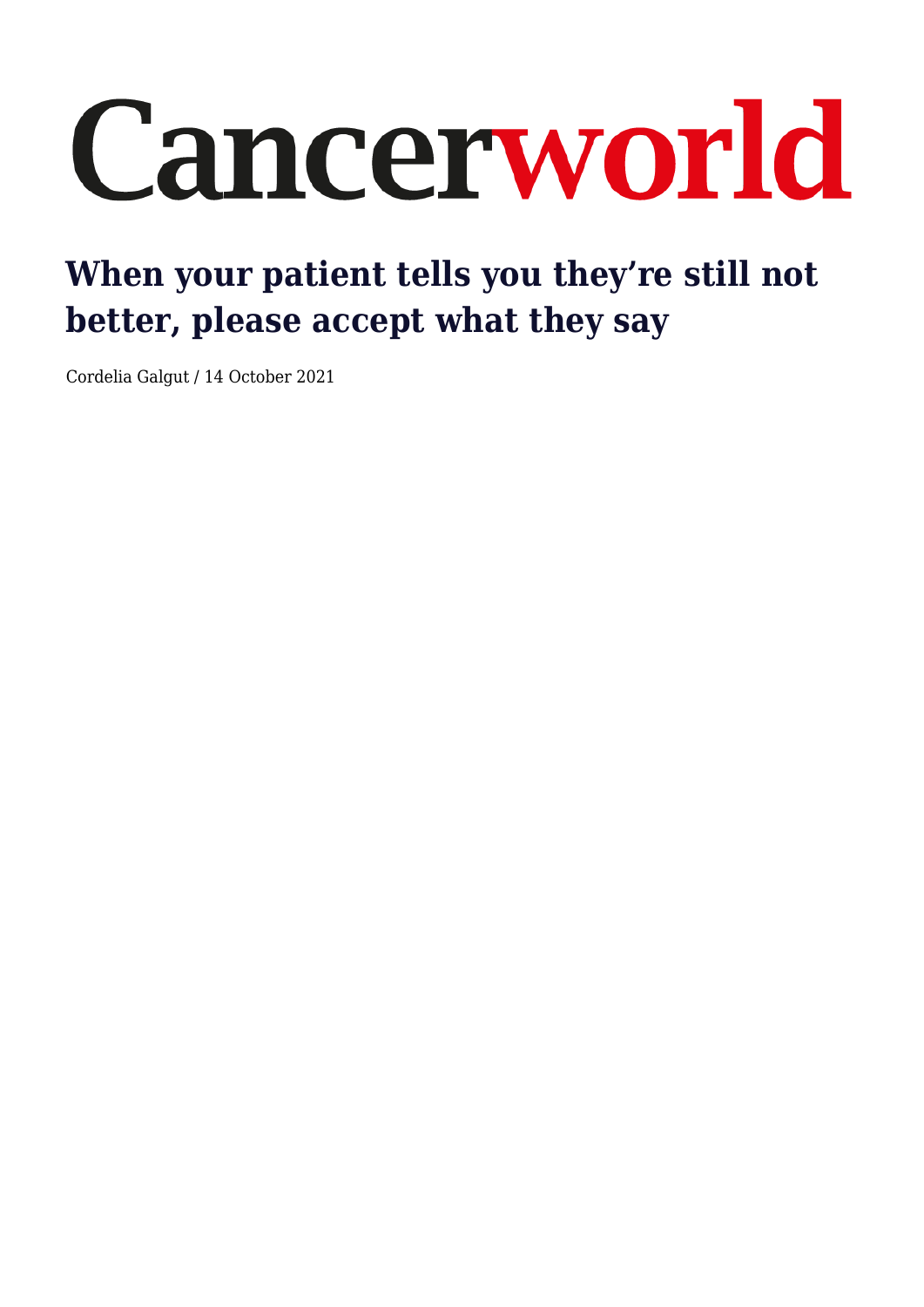# Cancerworld

## When your patient tells you they're still not better, please accept what they say

Cordelia Galgut / 14 October 2021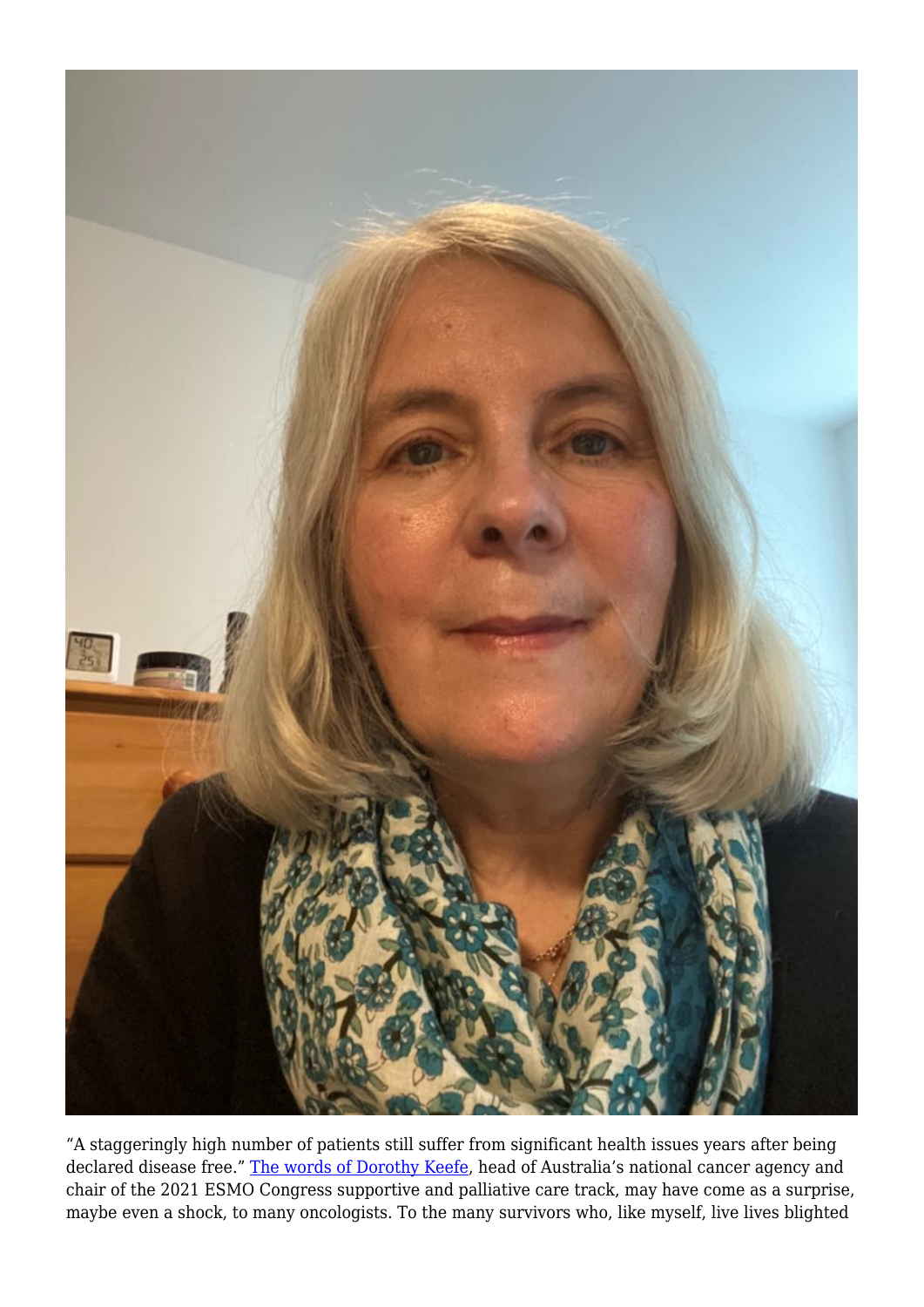"A staggeringly high number of patients still suffer from significant health issues years after being declared disease free." [The words of Dorothy Keefe](), head of Australia's national cancer agency and chair of the 2021 ESMO Congress supportive and palliative care track, may have come as a surprise, maybe even a shock, to many oncologists. To the many survivors who, like myself, live lives blighted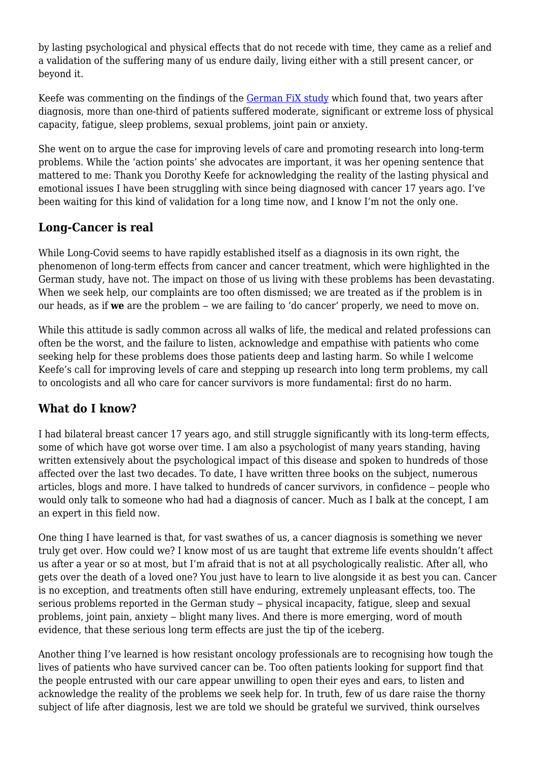by lasting psychological and physical effects that do not recede with time, they came as a relief and a validation of the suffering many of us endure daily, living either with a still present cancer, or beyond it.

Keefe was commenting on the findings of the [German FiX study](#) which found that, two years after diagnosis, more than one-third of patients suffered moderate, significant or extreme loss of physical capacity, fatigue, sleep problems, sexual problems, joint pain or anxiety.

She went on to argue the case for improving levels of care and promoting research into long-term problems. While the 'action points' she advocates are important, it was her opening sentence that mattered to me: Thank you Dorothy Keefe for acknowledging the reality of the lasting physical and emotional issues I have been struggling with since being diagnosed with cancer 17 years ago. I've been waiting for this kind of validation for a long time now, and I know I'm not the only one.

## Long-Cancer is real

While Long-Covid seems to have rapidly established itself as a diagnosis in its own right, the phenomenon of long-term effects from cancer and cancer treatment, which were highlighted in the German study, have not. The impact on those of us living with these problems has been devastating. When we seek help, our complaints are too often dismissed; we are treated as if the problem is in our heads, as if **we** are the problem – we are failing to 'do cancer' properly, we need to move on.

While this attitude is sadly common across all walks of life, the medical and related professions can often be the worst, and the failure to listen, acknowledge and empathise with patients who come seeking help for these problems does those patients deep and lasting harm. So while I welcome Keefe's call for improving levels of care and stepping up research into long term problems, my call to oncologists and all who care for cancer survivors is more fundamental: first do no harm.

## What do I know?

I had bilateral breast cancer 17 years ago, and still struggle significantly with its long-term effects, some of which have got worse over time. I am also a psychologist of many years standing, having written extensively about the psychological impact of this disease and spoken to hundreds of those affected over the last two decades. To date, I have written three books on the subject, numerous articles, blogs and more. I have talked to hundreds of cancer survivors, in confidence – people who would only talk to someone who had had a diagnosis of cancer. Much as I balk at the concept, I am an expert in this field now.

One thing I have learned is that, for vast swathes of us, a cancer diagnosis is something we never truly get over. How could we? I know most of us are taught that extreme life events shouldn't affect us after a year or so at most, but I'm afraid that is not at all psychologically realistic. After all, who gets over the death of a loved one? You just have to learn to live alongside it as best you can. Cancer is no exception, and treatments often still have enduring, extremely unpleasant effects, too. The serious problems reported in the German study – physical incapacity, fatigue, sleep and sexual problems, joint pain, anxiety – blight many lives. And there is more emerging, word of mouth evidence, that these serious long term effects are just the tip of the iceberg.

Another thing I've learned is how resistant oncology professionals are to recognising how tough the lives of patients who have survived cancer can be. Too often patients looking for support find that the people entrusted with our care appear unwilling to open their eyes and ears, to listen and acknowledge the reality of the problems we seek help for. In truth, few of us dare raise the thorny subject of life after diagnosis, lest we are told we should be grateful we survived, think ourselves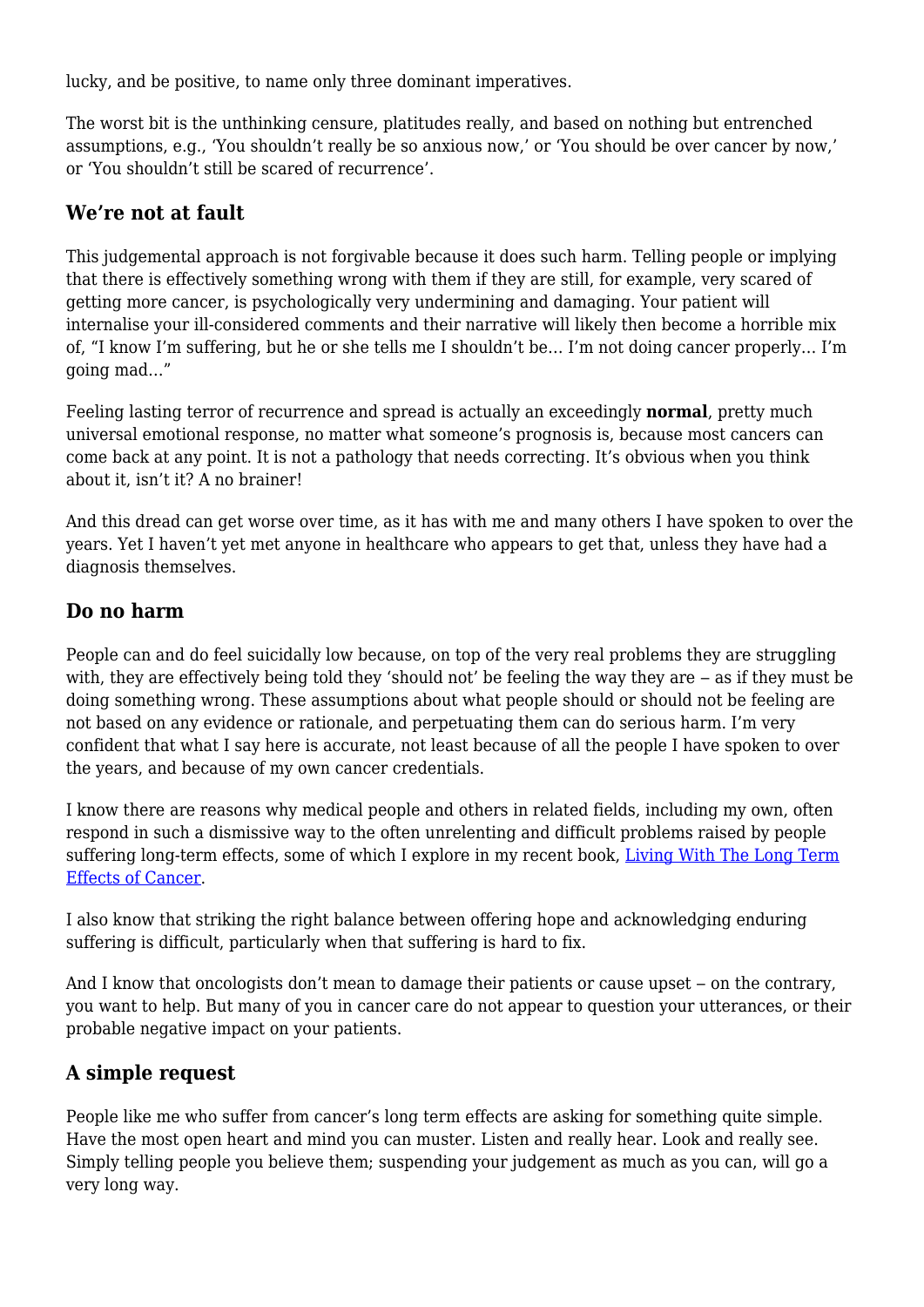lucky, and be positive, to name only three dominant imperatives.

The worst bit is the unthinking censure, platitudes really, and based on nothing but entrenched assumptions, e.g., 'You shouldn't really be so anxious now,' or 'You should be over cancer by now,' or 'You shouldn't still be scared of recurrence'.

## We're not at fault

This judgemental approach is not forgivable because it does such harm. Telling people or implying that there is effectively something wrong with them if they are still, for example, very scared of getting more cancer, is psychologically very undermining and damaging. Your patient will internalise your ill-considered comments and their narrative will likely then become a horrible mix of, "I know I'm suffering, but he or she tells me I shouldn't be… I'm not doing cancer properly… I'm going mad…"

Feeling lasting terror of recurrence and spread is actually an exceedingly **normal**, pretty much universal emotional response, no matter what someone's prognosis is, because most cancers can come back at any point. It is not a pathology that needs correcting. It's obvious when you think about it, isn't it? A no brainer!

And this dread can get worse over time, as it has with me and many others I have spoken to over the years. Yet I haven't yet met anyone in healthcare who appears to get that, unless they have had a diagnosis themselves.

## Do no harm

People can and do feel suicidally low because, on top of the very real problems they are struggling with, they are effectively being told they 'should not' be feeling the way they are – as if they must be doing something wrong. These assumptions about what people should or should not be feeling are not based on any evidence or rationale, and perpetuating them can do serious harm. I'm very confident that what I say here is accurate, not least because of all the people I have spoken to over the years, and because of my own cancer credentials.

I know there are reasons why medical people and others in related fields, including my own, often respond in such a dismissive way to the often unrelenting and difficult problems raised by people suffering long-term effects, some of which I explore in my recent book, [Living With The Long Term Effects of Cancer]().

I also know that striking the right balance between offering hope and acknowledging enduring suffering is difficult, particularly when that suffering is hard to fix.

And I know that oncologists don't mean to damage their patients or cause upset – on the contrary, you want to help. But many of you in cancer care do not appear to question your utterances, or their probable negative impact on your patients.

## A simple request

People like me who suffer from cancer's long term effects are asking for something quite simple. Have the most open heart and mind you can muster. Listen and really hear. Look and really see. Simply telling people you believe them; suspending your judgement as much as you can, will go a very long way.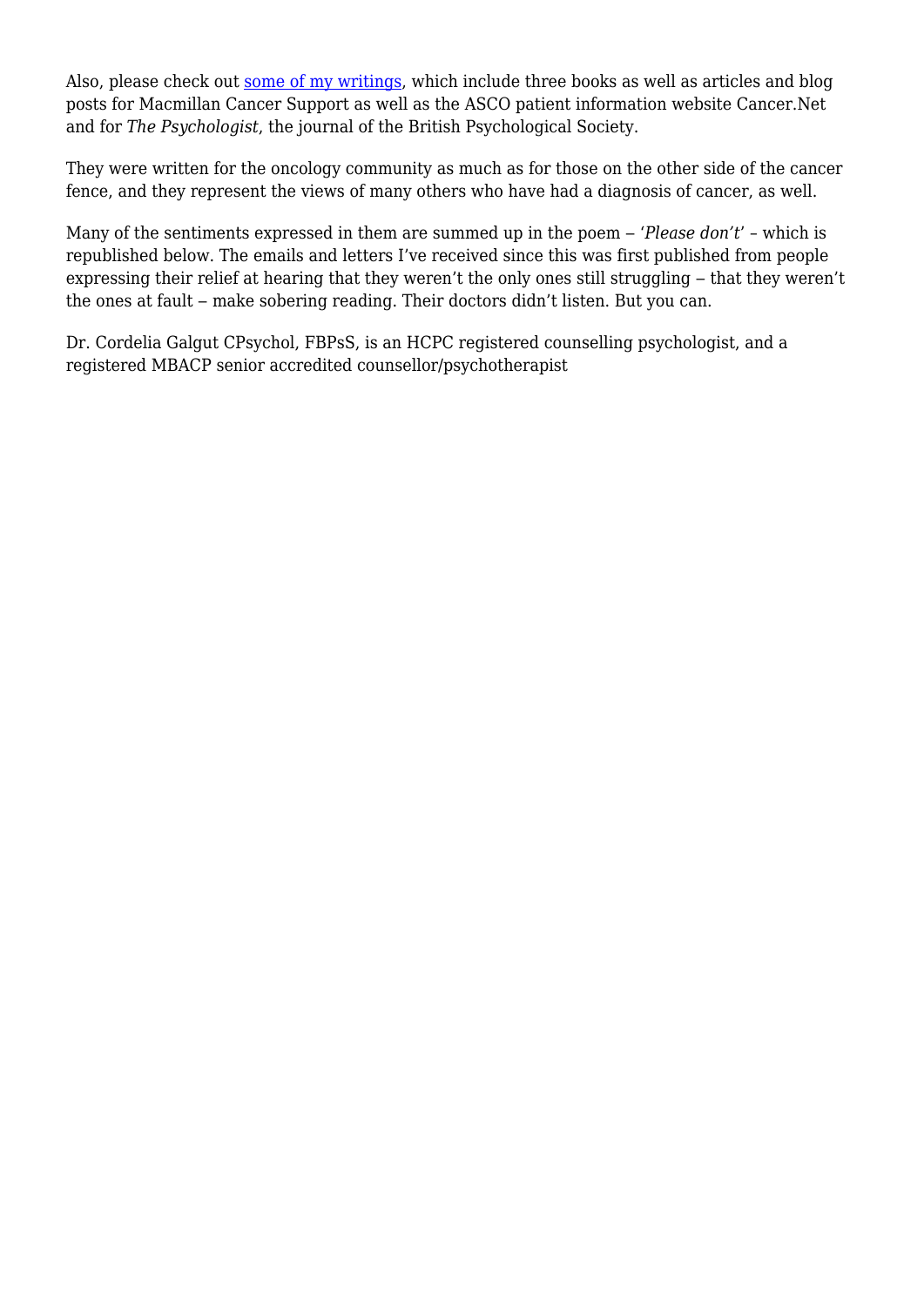Also, please check out [some of my writings](), which include three books as well as articles and blog posts for Macmillan Cancer Support as well as the ASCO patient information website Cancer.Net and for *The Psychologist*, the journal of the British Psychological Society.

They were written for the oncology community as much as for those on the other side of the cancer fence, and they represent the views of many others who have had a diagnosis of cancer, as well.

Many of the sentiments expressed in them are summed up in the poem – '*Please don't*' – which is republished below. The emails and letters I've received since this was first published from people expressing their relief at hearing that they weren't the only ones still struggling – that they weren't the ones at fault – make sobering reading. Their doctors didn't listen. But you can.

Dr. Cordelia Galgut CPsychol, FBPsS, is an HCPC registered counselling psychologist, and a registered MBACP senior accredited counsellor/psychotherapist